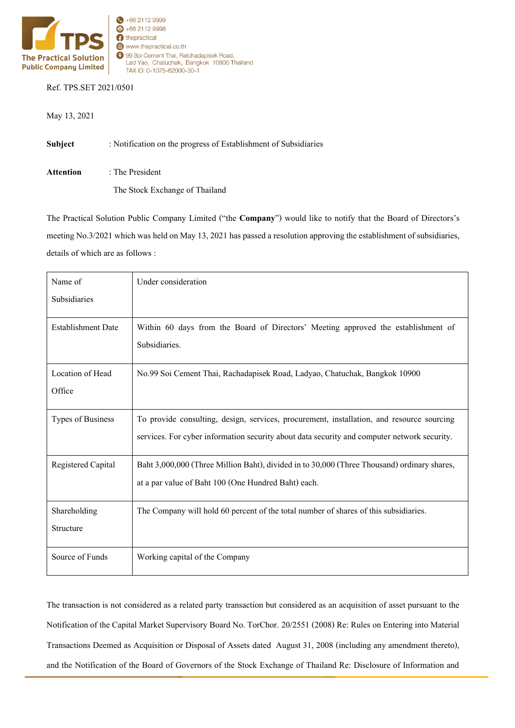**The Practical Solution Public Company Limited**

+66 2112 9999
+66 2112 9998
thepractical
www.thepractical.co.th
99 Soi Cement Thai, Ratchadapisek Road, Lad Yao, Chatuchak, Bangkok 10900 Thailand
TAX ID: 0-1075-62000-30-1

Ref. TPS.SET 2021/0501

May 13, 2021

**Subject** : Notification on the progress of Establishment of Subsidiaries

**Attention** : The President
The Stock Exchange of Thailand

The Practical Solution Public Company Limited ("the **Company**") would like to notify that the Board of Directors's meeting No.3/2021 which was held on May 13, 2021 has passed a resolution approving the establishment of subsidiaries, details of which are as follows :

| | |
|---|---|
| Name of Subsidiaries | Under consideration |
| Establishment Date | Within 60 days from the Board of Directors' Meeting approved the establishment of Subsidiaries. |
| Location of Head Office | No.99 Soi Cement Thai, Rachadapisek Road, Ladyao, Chatuchak, Bangkok 10900 |
| Types of Business | To provide consulting, design, services, procurement, installation, and resource sourcing services. For cyber information security about data security and computer network security. |
| Registered Capital | Baht 3,000,000 (Three Million Baht), divided in to 30,000 (Three Thousand) ordinary shares, at a par value of Baht 100 (One Hundred Baht) each. |
| Shareholding Structure | The Company will hold 60 percent of the total number of shares of this subsidiaries. |
| Source of Funds | Working capital of the Company |

The transaction is not considered as a related party transaction but considered as an acquisition of asset pursuant to the Notification of the Capital Market Supervisory Board No. TorChor. 20/2551 (2008) Re: Rules on Entering into Material Transactions Deemed as Acquisition or Disposal of Assets dated August 31, 2008 (including any amendment thereto), and the Notification of the Board of Governors of the Stock Exchange of Thailand Re: Disclosure of Information and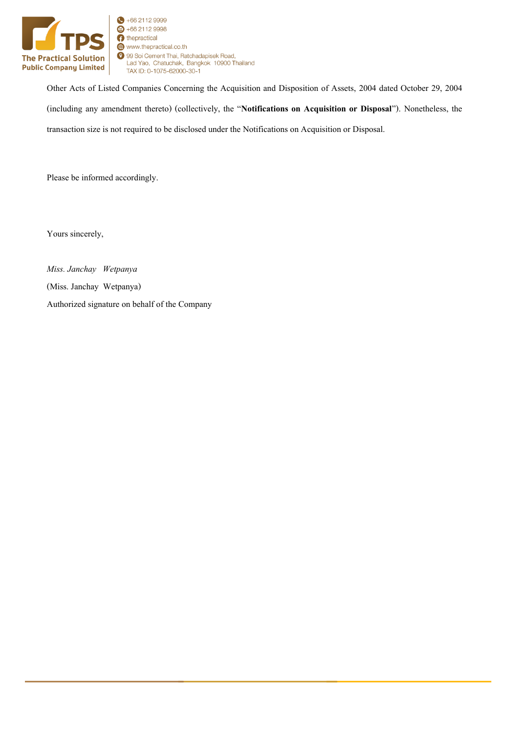Other Acts of Listed Companies Concerning the Acquisition and Disposition of Assets, 2004 dated October 29, 2004 (including any amendment thereto) (collectively, the "**Notifications on Acquisition or Disposal**"). Nonetheless, the transaction size is not required to be disclosed under the Notifications on Acquisition or Disposal.

Please be informed accordingly.

Yours sincerely,

*Miss. Janchay Wetpanya*

(Miss. Janchay Wetpanya)

Authorized signature on behalf of the Company